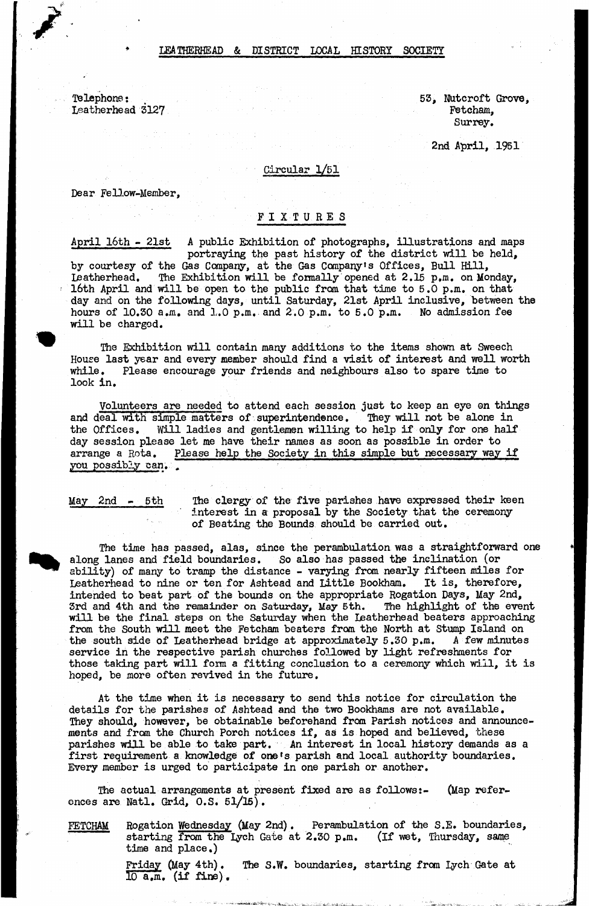LEATHERHEAD & DISTRICT LOCAL HISTORY SOCIETY

Telephone:
Leatherhead 3127

53, Nutcroft Grove,
Fetcham,
Surrey.

2nd April, 1951

Circular 1/51

Dear Fellow-Member,

## FIXTURES

April 16th - 21st A public Exhibition of photographs, illustrations and maps portraying the past history of the district will be held, by courtesy of the Gas Company, at the Gas Company's Offices, Bull Hill, Leatherhead. The Exhibition will be formally opened at 2.15 p.m. on Monday, 16th April and will be open to the public from that time to 5.0 p.m. on that day and on the following days, until Saturday, 21st April inclusive, between the hours of 10.30 a.m. and 1.0 p.m. and 2.0 p.m. to 5.0 p.m. No admission fee will be charged.

The Exhibition will contain many additions to the items shown at Sweech House last year and every member should find a visit of interest and well worth while. Please encourage your friends and neighbours also to spare time to look in.

Volunteers are needed to attend each session just to keep an eye on things and deal with simple matters of superintendence. They will not be alone in the Offices. Will ladies and gentlemen willing to help if only for one half day session please let me have their names as soon as possible in order to arrange a Rota. Please help the Society in this simple but necessary way if you possibly can.

May 2nd - 5th The clergy of the five parishes have expressed their keen interest in a proposal by the Society that the ceremony of Beating the Bounds should be carried out.

The time has passed, alas, since the perambulation was a straightforward one along lanes and field boundaries. So also has passed the inclination (or ability) of many to tramp the distance - varying from nearly fifteen miles for Leatherhead to nine or ten for Ashtead and Little Bookham. It is, therefore, intended to beat part of the bounds on the appropriate Rogation Days, May 2nd, 3rd and 4th and the remainder on Saturday, May 5th. The highlight of the event will be the final steps on the Saturday when the Leatherhead beaters approaching from the South will meet the Fetcham beaters from the North at Stump Island on the south side of Leatherhead bridge at approximately 5.30 p.m. A few minutes service in the respective parish churches followed by light refreshments for those taking part will form a fitting conclusion to a ceremony which will, it is hoped, be more often revived in the future.

At the time when it is necessary to send this notice for circulation the details for the parishes of Ashtead and the two Bookhams are not available. They should, however, be obtainable beforehand from Parish notices and announcements and from the Church Porch notices if, as is hoped and believed, these parishes will be able to take part. An interest in local history demands as a first requirement a knowledge of one's parish and local authority boundaries. Every member is urged to participate in one parish or another.

The actual arrangements at present fixed are as follows:- (Map references are Natl. Grid, O.S. 51/15).

FETCHAM Rogation Wednesday (May 2nd). Perambulation of the S.E. boundaries, starting from the Lych Gate at 2.30 p.m. (If wet, Thursday, same time and place.)

Friday (May 4th). The S.W. boundaries, starting from Lych Gate at 10 a.m. (if fine).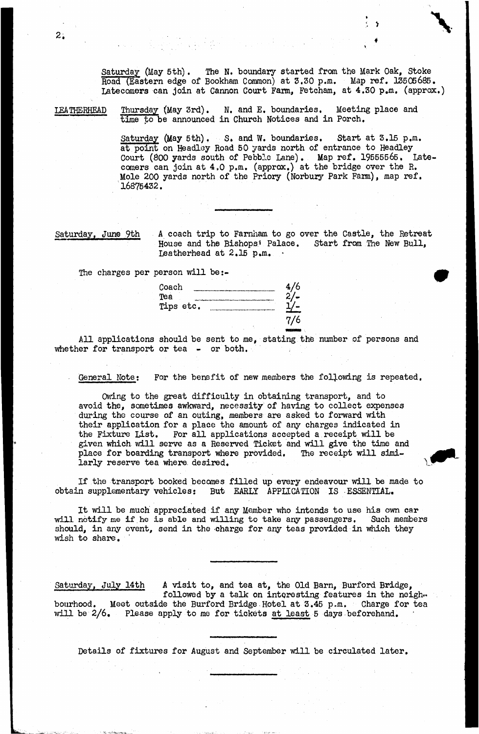Saturday (May 5th). The N. boundary started from the Mark Oak, Stoke Road (Eastern edge of Bookham Common) at 3.30 p.m. Map ref. 13505685. Latecomers can join at Cannon Court Farm, Fetcham, at 4.30 p.m. (approx.)

LEATHERHEAD Thursday (May 3rd). N. and E. boundaries. Meeting place and time to be announced in Church Notices and in Porch.

Saturday (May 5th). S. and W. boundaries. Start at 3.15 p.m. at point on Headley Road 50 yards north of entrance to Headley Court (800 yards south of Pebble Lane). Map ref. 19555565. Latecomers can join at 4.0 p.m. (approx.) at the bridge over the R. Mole 200 yards north of the Priory (Norbury Park Farm), map ref. 16875432.

---

Saturday, June 9th A coach trip to Farnham to go over the Castle, the Retreat House and the Bishops' Palace. Start from The New Bull, Leatherhead at 2.15 p.m.

The charges per person will be:-

| | |
|---|---|
| Coach | 4/6 |
| Tea | 2/- |
| Tips etc. | 1/- |
| | 7/6 |

All applications should be sent to me, stating the number of persons and whether for transport or tea - or both.

General Note: For the benefit of new members the following is repeated.

Owing to the great difficulty in obtaining transport, and to avoid the, sometimes awkward, necessity of having to collect expenses during the course of an outing, members are asked to forward with their application for a place the amount of any charges indicated in the Fixture List. For all applications accepted a receipt will be given which will serve as a Reserved Ticket and will give the time and place for boarding transport where provided. The receipt will similarly reserve tea where desired.

If the transport booked becomes filled up every endeavour will be made to obtain supplementary vehicles: But EARLY APPLICATION IS ESSENTIAL.

It will be much appreciated if any Member who intends to use his own car will notify me if he is able and willing to take any passengers. Such members should, in any event, send in the charge for any teas provided in which they wish to share.

---

Saturday, July 14th A visit to, and tea at, the Old Barn, Burford Bridge, followed by a talk on interesting features in the neighbourhood. Meet outside the Burford Bridge Hotel at 3.45 p.m. Charge for tea will be 2/6. Please apply to me for tickets at least 5 days beforehand.

---

Details of fixtures for August and September will be circulated later.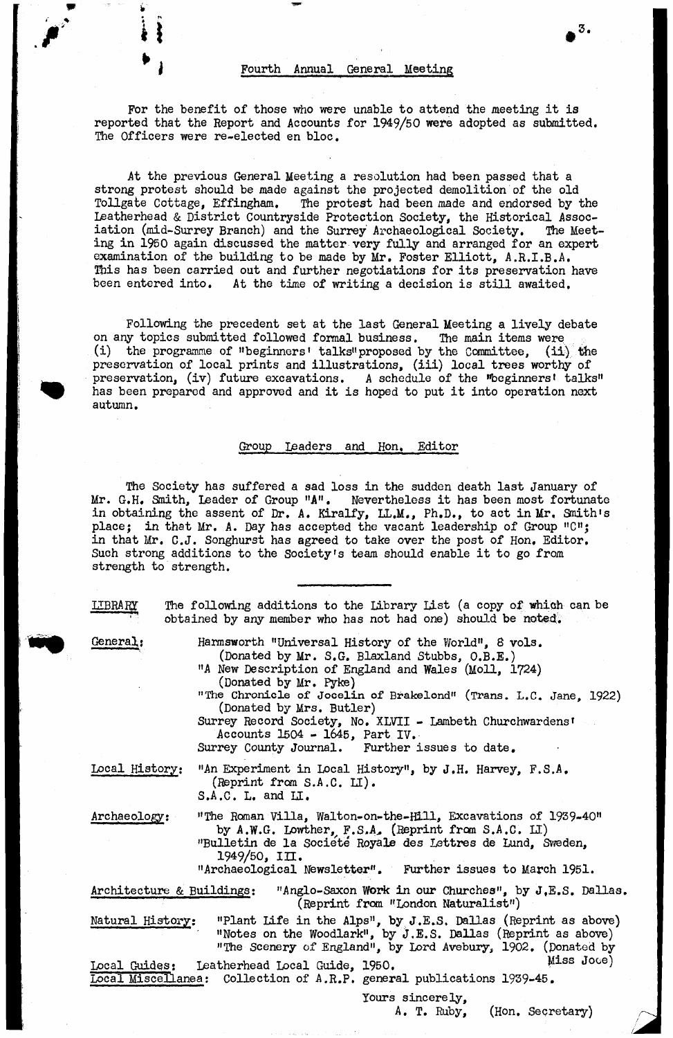## Fourth Annual General Meeting

For the benefit of those who were unable to attend the meeting it is reported that the Report and Accounts for 1949/50 were adopted as submitted. The Officers were re-elected en bloc.

At the previous General Meeting a resolution had been passed that a strong protest should be made against the projected demolition of the old Tollgate Cottage, Effingham. The protest had been made and endorsed by the Leatherhead & District Countryside Protection Society, the Historical Association (mid-Surrey Branch) and the Surrey Archaeological Society. The Meeting in 1950 again discussed the matter very fully and arranged for an expert examination of the building to be made by Mr. Foster Elliott, A.R.I.B.A. This has been carried out and further negotiations for its preservation have been entered into. At the time of writing a decision is still awaited.

Following the precedent set at the last General Meeting a lively debate on any topics submitted followed formal business. The main items were (i) the programme of "beginners' talks" proposed by the Committee, (ii) the preservation of local prints and illustrations, (iii) local trees worthy of preservation, (iv) future excavations. A schedule of the "beginners' talks" has been prepared and approved and it is hoped to put it into operation next autumn.

## Group Leaders and Hon. Editor

The Society has suffered a sad loss in the sudden death last January of Mr. G.H. Smith, Leader of Group "A". Nevertheless it has been most fortunate in obtaining the assent of Dr. A. Kiralfy, LL.M., Ph.D., to act in Mr. Smith's place; in that Mr. A. Day has accepted the vacant leadership of Group "C"; in that Mr. C.J. Songhurst has agreed to take over the post of Hon. Editor. Such strong additions to the Society's team should enable it to go from strength to strength.

---

**LIBRARY** The following additions to the Library List (a copy of which can be obtained by any member who has not had one) should be noted.

**General:**
- Harmsworth "Universal History of the World", 8 vols. (Donated by Mr. S.G. Blaxland Stubbs, O.B.E.)
- "A New Description of England and Wales (Moll, 1724) (Donated by Mr. Pyke)
- "The Chronicle of Jocelin of Brakelond" (Trans. L.C. Jane, 1922) (Donated by Mrs. Butler)
- Surrey Record Society, No. XLVII - Lambeth Churchwardens' Accounts 1504 - 1645, Part IV.
- Surrey County Journal. Further issues to date.

**Local History:**
- "An Experiment in Local History", by J.H. Harvey, F.S.A. (Reprint from S.A.C. LI).
- S.A.C. L. and LI.

**Archaeology:**
- "The Roman Villa, Walton-on-the-Hill, Excavations of 1939-40" by A.W.G. Lowther, F.S.A. (Reprint from S.A.C. LI)
- "Bulletin de la Société Royale des Lettres de Lund, Sweden, 1949/50, III.
- "Archaeological Newsletter". Further issues to March 1951.

**Architecture & Buildings:**
- "Anglo-Saxon Work in our Churches", by J.E.S. Dallas. (Reprint from "London Naturalist")

**Natural History:**
- "Plant Life in the Alps", by J.E.S. Dallas (Reprint as above)
- "Notes on the Woodlark", by J.E.S. Dallas (Reprint as above)
- "The Scenery of England", by Lord Avebury, 1902. (Donated by Miss Joce)

**Local Guides:** Leatherhead Local Guide, 1950.

**Local Miscellanea:** Collection of A.R.P. general publications 1939-45.

Yours sincerely,
A. T. Ruby, (Hon. Secretary)